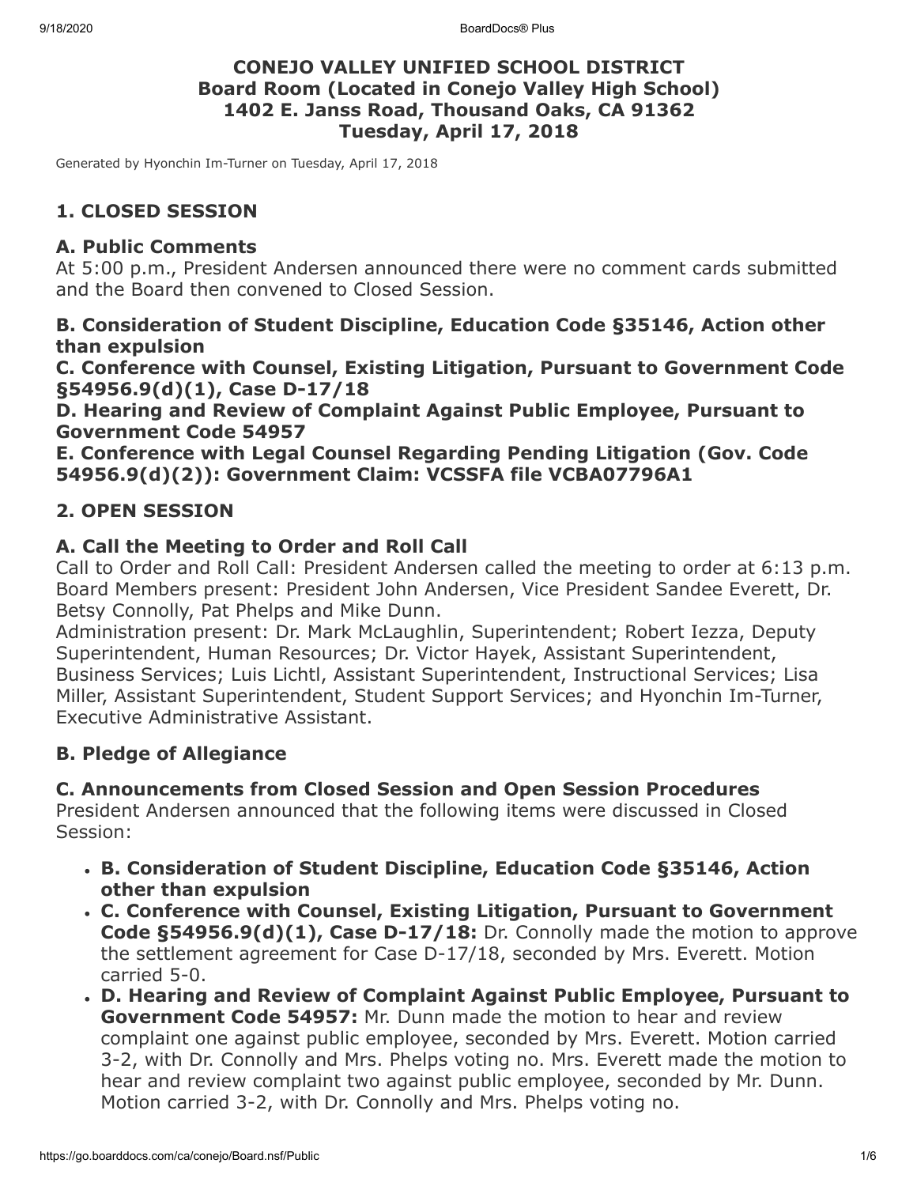# CONEJO VALLEY UNIFIED SCHOOL DISTRICT
## Board Room (Located in Conejo Valley High School)
## 1402 E. Janss Road, Thousand Oaks, CA 91362
## Tuesday, April 17, 2018

Generated by Hyonchin Im-Turner on Tuesday, April 17, 2018

## 1. CLOSED SESSION

### A. Public Comments

At 5:00 p.m., President Andersen announced there were no comment cards submitted and the Board then convened to Closed Session.

### B. Consideration of Student Discipline, Education Code §35146, Action other than expulsion

### C. Conference with Counsel, Existing Litigation, Pursuant to Government Code §54956.9(d)(1), Case D-17/18

### D. Hearing and Review of Complaint Against Public Employee, Pursuant to Government Code 54957

### E. Conference with Legal Counsel Regarding Pending Litigation (Gov. Code 54956.9(d)(2)): Government Claim: VCSSFA file VCBA07796A1

## 2. OPEN SESSION

### A. Call the Meeting to Order and Roll Call

Call to Order and Roll Call: President Andersen called the meeting to order at 6:13 p.m. Board Members present: President John Andersen, Vice President Sandee Everett, Dr. Betsy Connolly, Pat Phelps and Mike Dunn.

Administration present: Dr. Mark McLaughlin, Superintendent; Robert Iezza, Deputy Superintendent, Human Resources; Dr. Victor Hayek, Assistant Superintendent, Business Services; Luis Lichtl, Assistant Superintendent, Instructional Services; Lisa Miller, Assistant Superintendent, Student Support Services; and Hyonchin Im-Turner, Executive Administrative Assistant.

### B. Pledge of Allegiance

### C. Announcements from Closed Session and Open Session Procedures

President Andersen announced that the following items were discussed in Closed Session:

- **B. Consideration of Student Discipline, Education Code §35146, Action other than expulsion**
- **C. Conference with Counsel, Existing Litigation, Pursuant to Government Code §54956.9(d)(1), Case D-17/18:** Dr. Connolly made the motion to approve the settlement agreement for Case D-17/18, seconded by Mrs. Everett. Motion carried 5-0.
- **D. Hearing and Review of Complaint Against Public Employee, Pursuant to Government Code 54957:** Mr. Dunn made the motion to hear and review complaint one against public employee, seconded by Mrs. Everett. Motion carried 3-2, with Dr. Connolly and Mrs. Phelps voting no. Mrs. Everett made the motion to hear and review complaint two against public employee, seconded by Mr. Dunn. Motion carried 3-2, with Dr. Connolly and Mrs. Phelps voting no.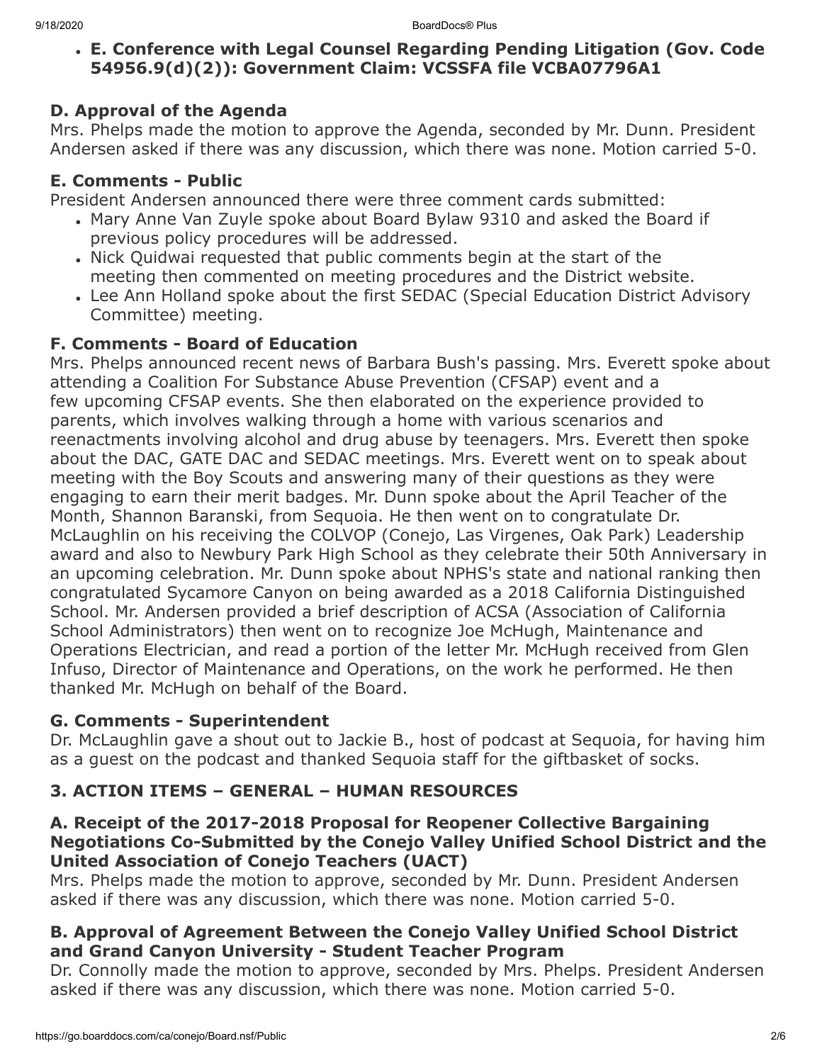- **E. Conference with Legal Counsel Regarding Pending Litigation (Gov. Code 54956.9(d)(2)): Government Claim: VCSSFA file VCBA07796A1**

### D. Approval of the Agenda

Mrs. Phelps made the motion to approve the Agenda, seconded by Mr. Dunn. President Andersen asked if there was any discussion, which there was none. Motion carried 5-0.

### E. Comments - Public

President Andersen announced there were three comment cards submitted:

- Mary Anne Van Zuyle spoke about Board Bylaw 9310 and asked the Board if previous policy procedures will be addressed.
- Nick Quidwai requested that public comments begin at the start of the meeting then commented on meeting procedures and the District website.
- Lee Ann Holland spoke about the first SEDAC (Special Education District Advisory Committee) meeting.

### F. Comments - Board of Education

Mrs. Phelps announced recent news of Barbara Bush's passing. Mrs. Everett spoke about attending a Coalition For Substance Abuse Prevention (CFSAP) event and a few upcoming CFSAP events. She then elaborated on the experience provided to parents, which involves walking through a home with various scenarios and reenactments involving alcohol and drug abuse by teenagers. Mrs. Everett then spoke about the DAC, GATE DAC and SEDAC meetings. Mrs. Everett went on to speak about meeting with the Boy Scouts and answering many of their questions as they were engaging to earn their merit badges. Mr. Dunn spoke about the April Teacher of the Month, Shannon Baranski, from Sequoia. He then went on to congratulate Dr. McLaughlin on his receiving the COLVOP (Conejo, Las Virgenes, Oak Park) Leadership award and also to Newbury Park High School as they celebrate their 50th Anniversary in an upcoming celebration. Mr. Dunn spoke about NPHS's state and national ranking then congratulated Sycamore Canyon on being awarded as a 2018 California Distinguished School. Mr. Andersen provided a brief description of ACSA (Association of California School Administrators) then went on to recognize Joe McHugh, Maintenance and Operations Electrician, and read a portion of the letter Mr. McHugh received from Glen Infuso, Director of Maintenance and Operations, on the work he performed. He then thanked Mr. McHugh on behalf of the Board.

### G. Comments - Superintendent

Dr. McLaughlin gave a shout out to Jackie B., host of podcast at Sequoia, for having him as a guest on the podcast and thanked Sequoia staff for the giftbasket of socks.

## 3. ACTION ITEMS – GENERAL – HUMAN RESOURCES

### A. Receipt of the 2017-2018 Proposal for Reopener Collective Bargaining Negotiations Co-Submitted by the Conejo Valley Unified School District and the United Association of Conejo Teachers (UACT)

Mrs. Phelps made the motion to approve, seconded by Mr. Dunn. President Andersen asked if there was any discussion, which there was none. Motion carried 5-0.

### B. Approval of Agreement Between the Conejo Valley Unified School District and Grand Canyon University - Student Teacher Program

Dr. Connolly made the motion to approve, seconded by Mrs. Phelps. President Andersen asked if there was any discussion, which there was none. Motion carried 5-0.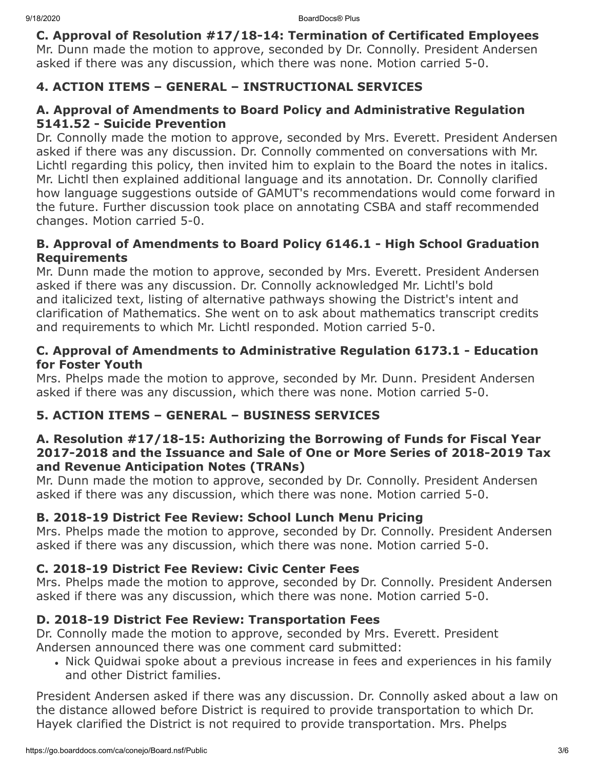### C. Approval of Resolution #17/18-14: Termination of Certificated Employees

Mr. Dunn made the motion to approve, seconded by Dr. Connolly. President Andersen asked if there was any discussion, which there was none. Motion carried 5-0.

## 4. ACTION ITEMS – GENERAL – INSTRUCTIONAL SERVICES

### A. Approval of Amendments to Board Policy and Administrative Regulation 5141.52 - Suicide Prevention

Dr. Connolly made the motion to approve, seconded by Mrs. Everett. President Andersen asked if there was any discussion. Dr. Connolly commented on conversations with Mr. Lichtl regarding this policy, then invited him to explain to the Board the notes in italics. Mr. Lichtl then explained additional language and its annotation. Dr. Connolly clarified how language suggestions outside of GAMUT's recommendations would come forward in the future. Further discussion took place on annotating CSBA and staff recommended changes. Motion carried 5-0.

### B. Approval of Amendments to Board Policy 6146.1 - High School Graduation Requirements

Mr. Dunn made the motion to approve, seconded by Mrs. Everett. President Andersen asked if there was any discussion. Dr. Connolly acknowledged Mr. Lichtl's bold and italicized text, listing of alternative pathways showing the District's intent and clarification of Mathematics. She went on to ask about mathematics transcript credits and requirements to which Mr. Lichtl responded. Motion carried 5-0.

### C. Approval of Amendments to Administrative Regulation 6173.1 - Education for Foster Youth

Mrs. Phelps made the motion to approve, seconded by Mr. Dunn. President Andersen asked if there was any discussion, which there was none. Motion carried 5-0.

## 5. ACTION ITEMS – GENERAL – BUSINESS SERVICES

### A. Resolution #17/18-15: Authorizing the Borrowing of Funds for Fiscal Year 2017-2018 and the Issuance and Sale of One or More Series of 2018-2019 Tax and Revenue Anticipation Notes (TRANs)

Mr. Dunn made the motion to approve, seconded by Dr. Connolly. President Andersen asked if there was any discussion, which there was none. Motion carried 5-0.

### B. 2018-19 District Fee Review: School Lunch Menu Pricing

Mrs. Phelps made the motion to approve, seconded by Dr. Connolly. President Andersen asked if there was any discussion, which there was none. Motion carried 5-0.

### C. 2018-19 District Fee Review: Civic Center Fees

Mrs. Phelps made the motion to approve, seconded by Dr. Connolly. President Andersen asked if there was any discussion, which there was none. Motion carried 5-0.

### D. 2018-19 District Fee Review: Transportation Fees

Dr. Connolly made the motion to approve, seconded by Mrs. Everett. President Andersen announced there was one comment card submitted:

- Nick Quidwai spoke about a previous increase in fees and experiences in his family and other District families.

President Andersen asked if there was any discussion. Dr. Connolly asked about a law on the distance allowed before District is required to provide transportation to which Dr. Hayek clarified the District is not required to provide transportation. Mrs. Phelps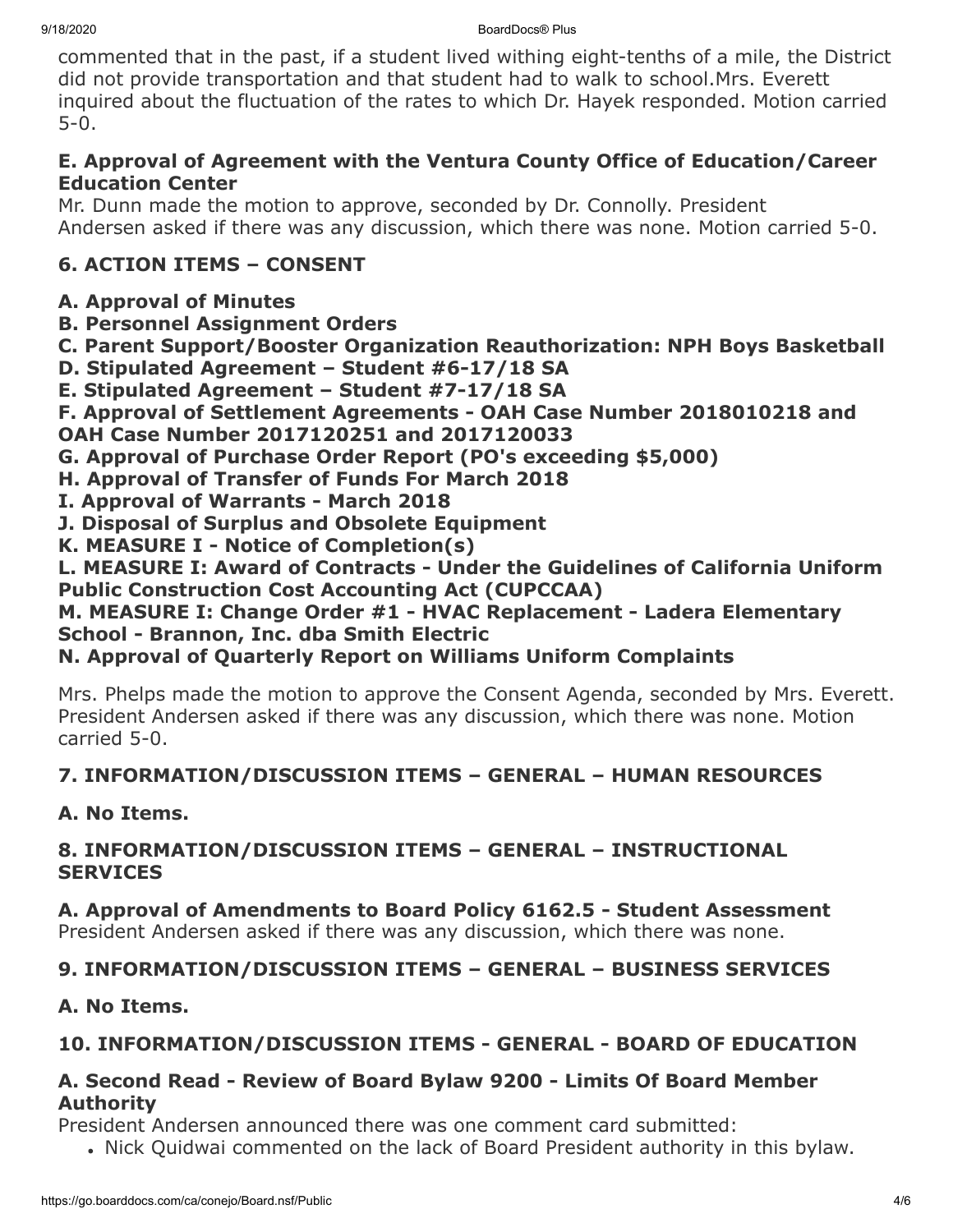commented that in the past, if a student lived withing eight-tenths of a mile, the District did not provide transportation and that student had to walk to school.Mrs. Everett inquired about the fluctuation of the rates to which Dr. Hayek responded. Motion carried 5-0.

### E. Approval of Agreement with the Ventura County Office of Education/Career Education Center

Mr. Dunn made the motion to approve, seconded by Dr. Connolly. President Andersen asked if there was any discussion, which there was none. Motion carried 5-0.

## 6. ACTION ITEMS – CONSENT

**A. Approval of Minutes**
**B. Personnel Assignment Orders**
**C. Parent Support/Booster Organization Reauthorization: NPH Boys Basketball**
**D. Stipulated Agreement – Student #6-17/18 SA**
**E. Stipulated Agreement – Student #7-17/18 SA**
**F. Approval of Settlement Agreements - OAH Case Number 2018010218 and OAH Case Number 2017120251 and 2017120033**
**G. Approval of Purchase Order Report (PO's exceeding $5,000)**
**H. Approval of Transfer of Funds For March 2018**
**I. Approval of Warrants - March 2018**
**J. Disposal of Surplus and Obsolete Equipment**
**K. MEASURE I - Notice of Completion(s)**
**L. MEASURE I: Award of Contracts - Under the Guidelines of California Uniform Public Construction Cost Accounting Act (CUPCCAA)**
**M. MEASURE I: Change Order #1 - HVAC Replacement - Ladera Elementary School - Brannon, Inc. dba Smith Electric**
**N. Approval of Quarterly Report on Williams Uniform Complaints**

Mrs. Phelps made the motion to approve the Consent Agenda, seconded by Mrs. Everett. President Andersen asked if there was any discussion, which there was none. Motion carried 5-0.

## 7. INFORMATION/DISCUSSION ITEMS – GENERAL – HUMAN RESOURCES

### A. No Items.

## 8. INFORMATION/DISCUSSION ITEMS – GENERAL – INSTRUCTIONAL SERVICES

### A. Approval of Amendments to Board Policy 6162.5 - Student Assessment

President Andersen asked if there was any discussion, which there was none.

## 9. INFORMATION/DISCUSSION ITEMS – GENERAL – BUSINESS SERVICES

### A. No Items.

## 10. INFORMATION/DISCUSSION ITEMS - GENERAL - BOARD OF EDUCATION

### A. Second Read - Review of Board Bylaw 9200 - Limits Of Board Member Authority

President Andersen announced there was one comment card submitted:

- Nick Quidwai commented on the lack of Board President authority in this bylaw.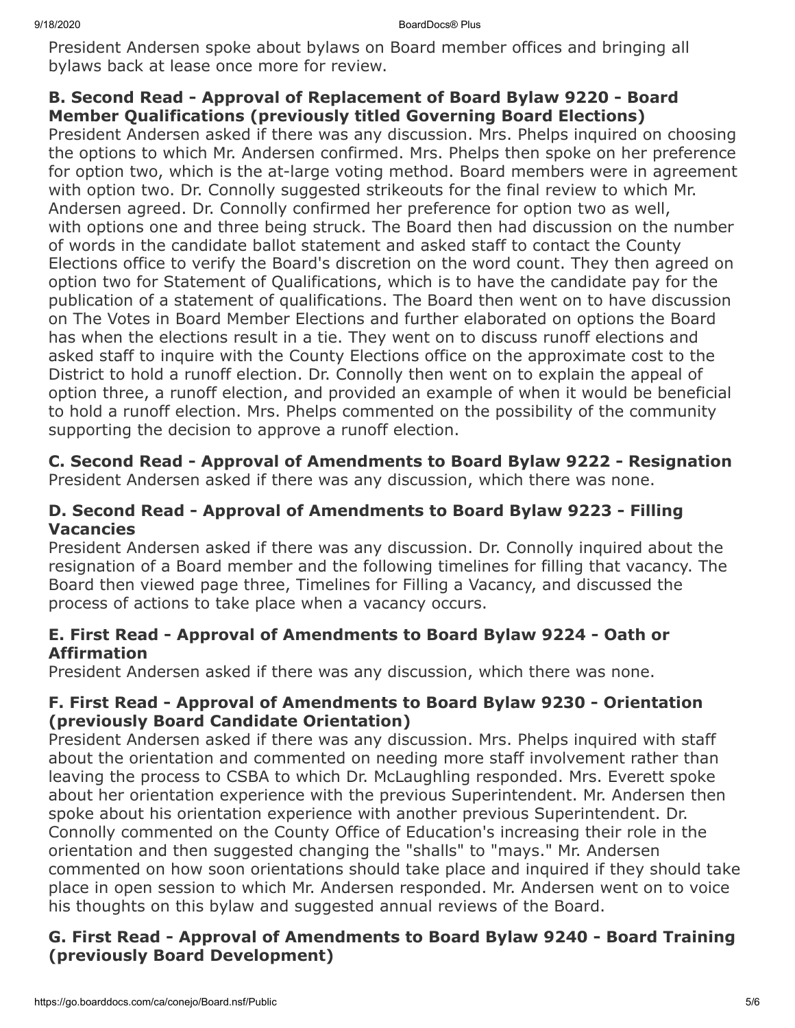President Andersen spoke about bylaws on Board member offices and bringing all bylaws back at lease once more for review.

**B. Second Read - Approval of Replacement of Board Bylaw 9220 - Board Member Qualifications (previously titled Governing Board Elections)**

President Andersen asked if there was any discussion. Mrs. Phelps inquired on choosing the options to which Mr. Andersen confirmed. Mrs. Phelps then spoke on her preference for option two, which is the at-large voting method. Board members were in agreement with option two. Dr. Connolly suggested strikeouts for the final review to which Mr. Andersen agreed. Dr. Connolly confirmed her preference for option two as well, with options one and three being struck. The Board then had discussion on the number of words in the candidate ballot statement and asked staff to contact the County Elections office to verify the Board's discretion on the word count. They then agreed on option two for Statement of Qualifications, which is to have the candidate pay for the publication of a statement of qualifications. The Board then went on to have discussion on The Votes in Board Member Elections and further elaborated on options the Board has when the elections result in a tie. They went on to discuss runoff elections and asked staff to inquire with the County Elections office on the approximate cost to the District to hold a runoff election. Dr. Connolly then went on to explain the appeal of option three, a runoff election, and provided an example of when it would be beneficial to hold a runoff election. Mrs. Phelps commented on the possibility of the community supporting the decision to approve a runoff election.

**C. Second Read - Approval of Amendments to Board Bylaw 9222 - Resignation**

President Andersen asked if there was any discussion, which there was none.

**D. Second Read - Approval of Amendments to Board Bylaw 9223 - Filling Vacancies**

President Andersen asked if there was any discussion. Dr. Connolly inquired about the resignation of a Board member and the following timelines for filling that vacancy. The Board then viewed page three, Timelines for Filling a Vacancy, and discussed the process of actions to take place when a vacancy occurs.

**E. First Read - Approval of Amendments to Board Bylaw 9224 - Oath or Affirmation**

President Andersen asked if there was any discussion, which there was none.

**F. First Read - Approval of Amendments to Board Bylaw 9230 - Orientation (previously Board Candidate Orientation)**

President Andersen asked if there was any discussion. Mrs. Phelps inquired with staff about the orientation and commented on needing more staff involvement rather than leaving the process to CSBA to which Dr. McLaughling responded. Mrs. Everett spoke about her orientation experience with the previous Superintendent. Mr. Andersen then spoke about his orientation experience with another previous Superintendent. Dr. Connolly commented on the County Office of Education's increasing their role in the orientation and then suggested changing the "shalls" to "mays." Mr. Andersen commented on how soon orientations should take place and inquired if they should take place in open session to which Mr. Andersen responded. Mr. Andersen went on to voice his thoughts on this bylaw and suggested annual reviews of the Board.

**G. First Read - Approval of Amendments to Board Bylaw 9240 - Board Training (previously Board Development)**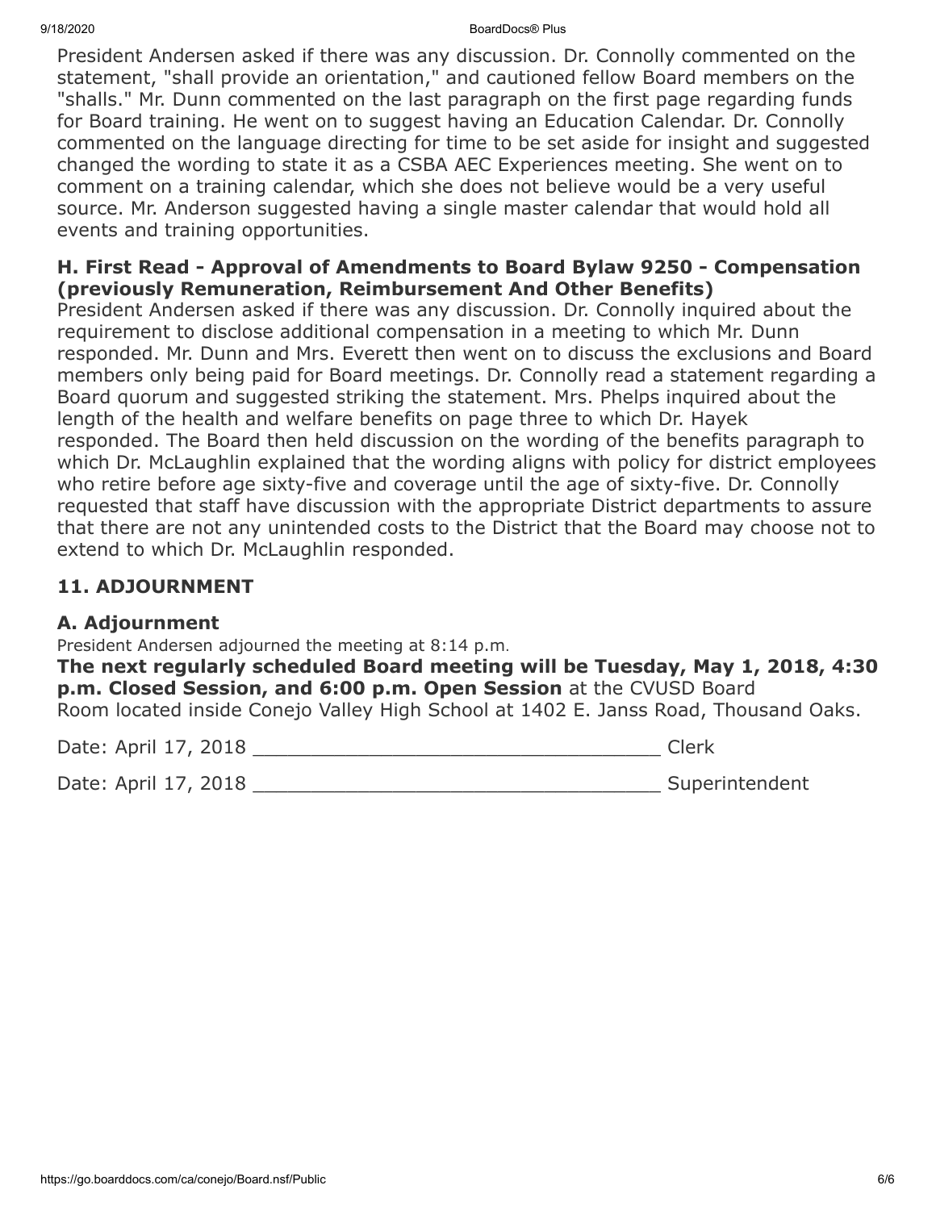President Andersen asked if there was any discussion. Dr. Connolly commented on the statement, "shall provide an orientation," and cautioned fellow Board members on the "shalls." Mr. Dunn commented on the last paragraph on the first page regarding funds for Board training. He went on to suggest having an Education Calendar. Dr. Connolly commented on the language directing for time to be set aside for insight and suggested changed the wording to state it as a CSBA AEC Experiences meeting. She went on to comment on a training calendar, which she does not believe would be a very useful source. Mr. Anderson suggested having a single master calendar that would hold all events and training opportunities.

### H. First Read - Approval of Amendments to Board Bylaw 9250 - Compensation (previously Remuneration, Reimbursement And Other Benefits)

President Andersen asked if there was any discussion. Dr. Connolly inquired about the requirement to disclose additional compensation in a meeting to which Mr. Dunn responded. Mr. Dunn and Mrs. Everett then went on to discuss the exclusions and Board members only being paid for Board meetings. Dr. Connolly read a statement regarding a Board quorum and suggested striking the statement. Mrs. Phelps inquired about the length of the health and welfare benefits on page three to which Dr. Hayek responded. The Board then held discussion on the wording of the benefits paragraph to which Dr. McLaughlin explained that the wording aligns with policy for district employees who retire before age sixty-five and coverage until the age of sixty-five. Dr. Connolly requested that staff have discussion with the appropriate District departments to assure that there are not any unintended costs to the District that the Board may choose not to extend to which Dr. McLaughlin responded.

## 11. ADJOURNMENT

### A. Adjournment

President Andersen adjourned the meeting at 8:14 p.m.

**The next regularly scheduled Board meeting will be Tuesday, May 1, 2018, 4:30 p.m. Closed Session, and 6:00 p.m. Open Session** at the CVUSD Board Room located inside Conejo Valley High School at 1402 E. Janss Road, Thousand Oaks.

Date: April 17, 2018 ___________________________________ Clerk

Date: April 17, 2018 ___________________________________ Superintendent